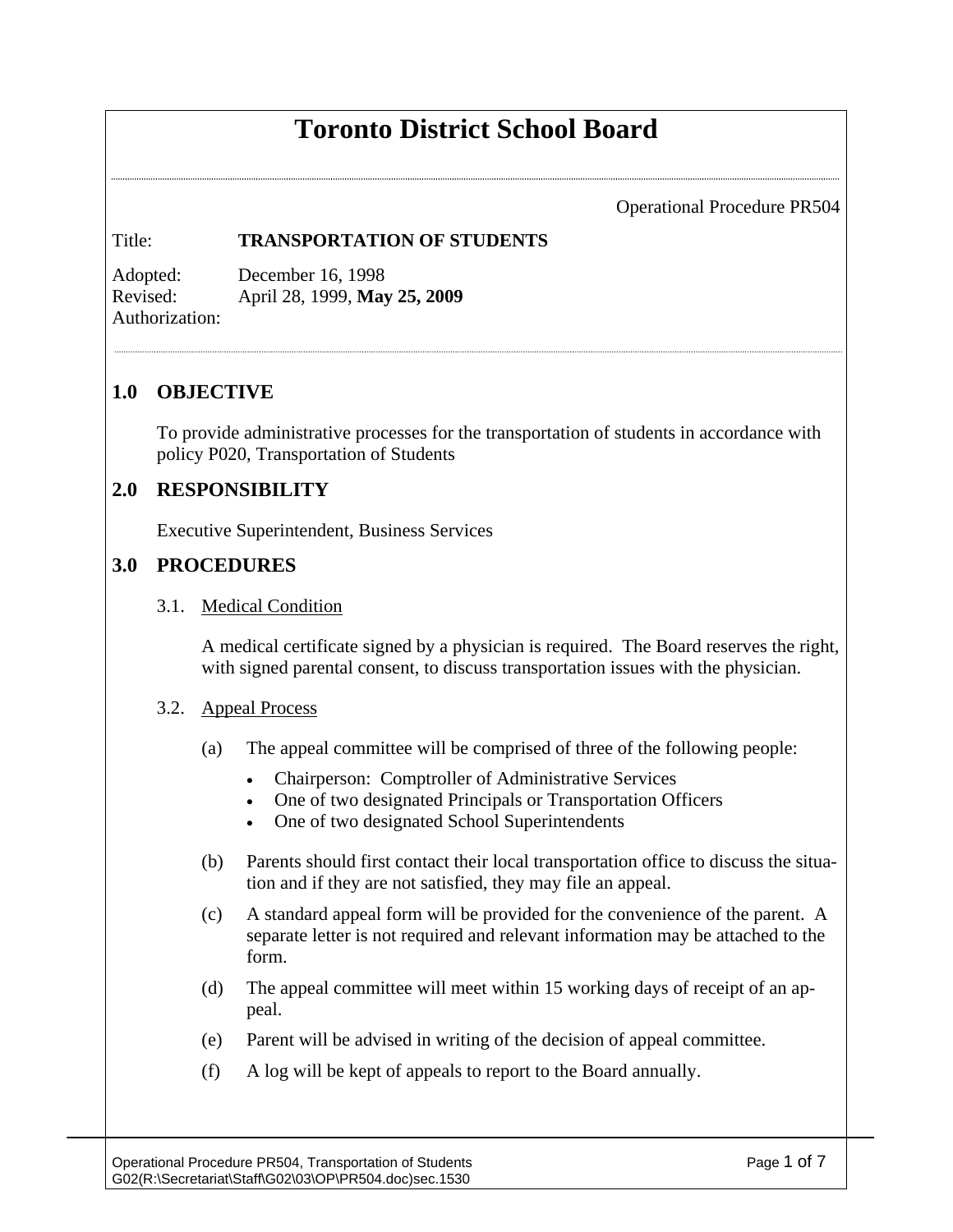# Toronto District School Board

Operational Procedure PR504

Title: **TRANSPORTATION OF STUDENTS**

Adopted: December 16, 1998
Revised: April 28, 1999, **May 25, 2009**
Authorization:

## 1.0 OBJECTIVE

To provide administrative processes for the transportation of students in accordance with policy P020, Transportation of Students

## 2.0 RESPONSIBILITY

Executive Superintendent, Business Services

## 3.0 PROCEDURES

3.1. Medical Condition

A medical certificate signed by a physician is required. The Board reserves the right, with signed parental consent, to discuss transportation issues with the physician.

3.2. Appeal Process

(a) The appeal committee will be comprised of three of the following people:

- Chairperson: Comptroller of Administrative Services
- One of two designated Principals or Transportation Officers
- One of two designated School Superintendents

(b) Parents should first contact their local transportation office to discuss the situation and if they are not satisfied, they may file an appeal.

(c) A standard appeal form will be provided for the convenience of the parent. A separate letter is not required and relevant information may be attached to the form.

(d) The appeal committee will meet within 15 working days of receipt of an appeal.

(e) Parent will be advised in writing of the decision of appeal committee.

(f) A log will be kept of appeals to report to the Board annually.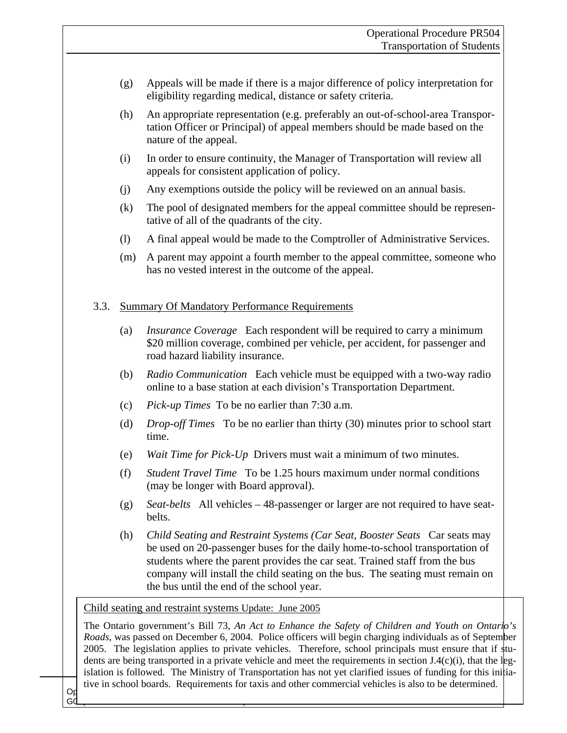(g) Appeals will be made if there is a major difference of policy interpretation for eligibility regarding medical, distance or safety criteria.

(h) An appropriate representation (e.g. preferably an out-of-school-area Transportation Officer or Principal) of appeal members should be made based on the nature of the appeal.

(i) In order to ensure continuity, the Manager of Transportation will review all appeals for consistent application of policy.

(j) Any exemptions outside the policy will be reviewed on an annual basis.

(k) The pool of designated members for the appeal committee should be representative of all of the quadrants of the city.

(l) A final appeal would be made to the Comptroller of Administrative Services.

(m) A parent may appoint a fourth member to the appeal committee, someone who has no vested interest in the outcome of the appeal.

## 3.3. Summary Of Mandatory Performance Requirements

(a) *Insurance Coverage* Each respondent will be required to carry a minimum $20 million coverage, combined per vehicle, per accident, for passenger and road hazard liability insurance.

(b) *Radio Communication* Each vehicle must be equipped with a two-way radio online to a base station at each division's Transportation Department.

(c) *Pick-up Times* To be no earlier than 7:30 a.m.

(d) *Drop-off Times* To be no earlier than thirty (30) minutes prior to school start time.

(e) *Wait Time for Pick-Up* Drivers must wait a minimum of two minutes.

(f) *Student Travel Time* To be 1.25 hours maximum under normal conditions (may be longer with Board approval).

(g) *Seat-belts* All vehicles – 48-passenger or larger are not required to have seat-belts.

(h) *Child Seating and Restraint Systems (Car Seat, Booster Seats* Car seats may be used on 20-passenger buses for the daily home-to-school transportation of students where the parent provides the car seat. Trained staff from the bus company will install the child seating on the bus. The seating must remain on the bus until the end of the school year.

Child seating and restraint systems Update: June 2005

The Ontario government's Bill 73, *An Act to Enhance the Safety of Children and Youth on Ontario's Roads*, was passed on December 6, 2004. Police officers will begin charging individuals as of September 2005. The legislation applies to private vehicles. Therefore, school principals must ensure that if students are being transported in a private vehicle and meet the requirements in section J.4(c)(i), that the legislation is followed. The Ministry of Transportation has not yet clarified issues of funding for this initiative in school boards. Requirements for taxis and other commercial vehicles is also to be determined.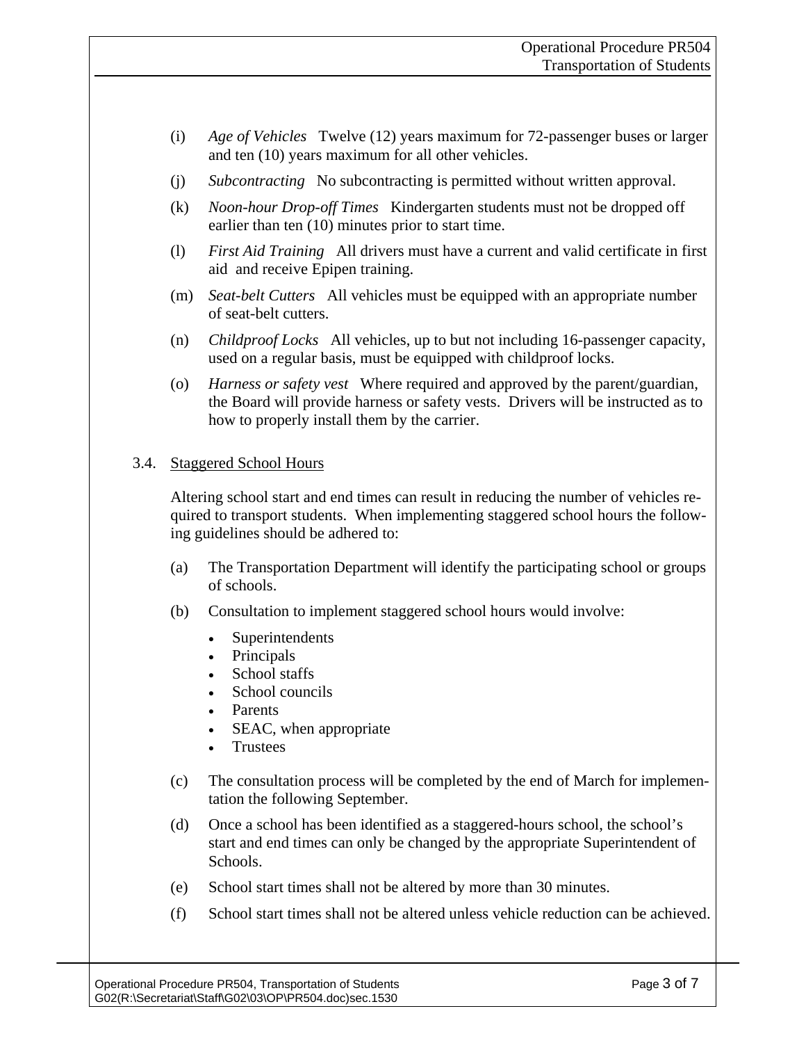(i) *Age of Vehicles* Twelve (12) years maximum for 72-passenger buses or larger and ten (10) years maximum for all other vehicles.

(j) *Subcontracting* No subcontracting is permitted without written approval.

(k) *Noon-hour Drop-off Times* Kindergarten students must not be dropped off earlier than ten (10) minutes prior to start time.

(l) *First Aid Training* All drivers must have a current and valid certificate in first aid and receive Epipen training.

(m) *Seat-belt Cutters* All vehicles must be equipped with an appropriate number of seat-belt cutters.

(n) *Childproof Locks* All vehicles, up to but not including 16-passenger capacity, used on a regular basis, must be equipped with childproof locks.

(o) *Harness or safety vest* Where required and approved by the parent/guardian, the Board will provide harness or safety vests. Drivers will be instructed as to how to properly install them by the carrier.

3.4. Staggered School Hours

Altering school start and end times can result in reducing the number of vehicles required to transport students. When implementing staggered school hours the following guidelines should be adhered to:

(a) The Transportation Department will identify the participating school or groups of schools.

(b) Consultation to implement staggered school hours would involve:

- Superintendents
- Principals
- School staffs
- School councils
- Parents
- SEAC, when appropriate
- Trustees

(c) The consultation process will be completed by the end of March for implementation the following September.

(d) Once a school has been identified as a staggered-hours school, the school's start and end times can only be changed by the appropriate Superintendent of Schools.

(e) School start times shall not be altered by more than 30 minutes.

(f) School start times shall not be altered unless vehicle reduction can be achieved.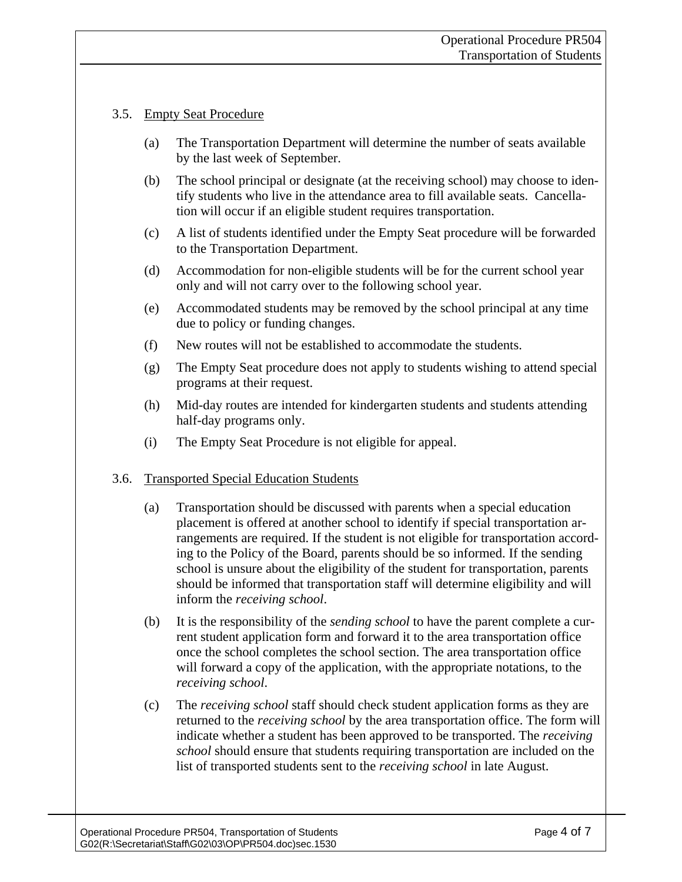### 3.5. Empty Seat Procedure

(a) The Transportation Department will determine the number of seats available by the last week of September.

(b) The school principal or designate (at the receiving school) may choose to identify students who live in the attendance area to fill available seats. Cancellation will occur if an eligible student requires transportation.

(c) A list of students identified under the Empty Seat procedure will be forwarded to the Transportation Department.

(d) Accommodation for non-eligible students will be for the current school year only and will not carry over to the following school year.

(e) Accommodated students may be removed by the school principal at any time due to policy or funding changes.

(f) New routes will not be established to accommodate the students.

(g) The Empty Seat procedure does not apply to students wishing to attend special programs at their request.

(h) Mid-day routes are intended for kindergarten students and students attending half-day programs only.

(i) The Empty Seat Procedure is not eligible for appeal.

### 3.6. Transported Special Education Students

(a) Transportation should be discussed with parents when a special education placement is offered at another school to identify if special transportation arrangements are required. If the student is not eligible for transportation according to the Policy of the Board, parents should be so informed. If the sending school is unsure about the eligibility of the student for transportation, parents should be informed that transportation staff will determine eligibility and will inform the *receiving school*.

(b) It is the responsibility of the *sending school* to have the parent complete a current student application form and forward it to the area transportation office once the school completes the school section. The area transportation office will forward a copy of the application, with the appropriate notations, to the *receiving school*.

(c) The *receiving school* staff should check student application forms as they are returned to the *receiving school* by the area transportation office. The form will indicate whether a student has been approved to be transported. The *receiving school* should ensure that students requiring transportation are included on the list of transported students sent to the *receiving school* in late August.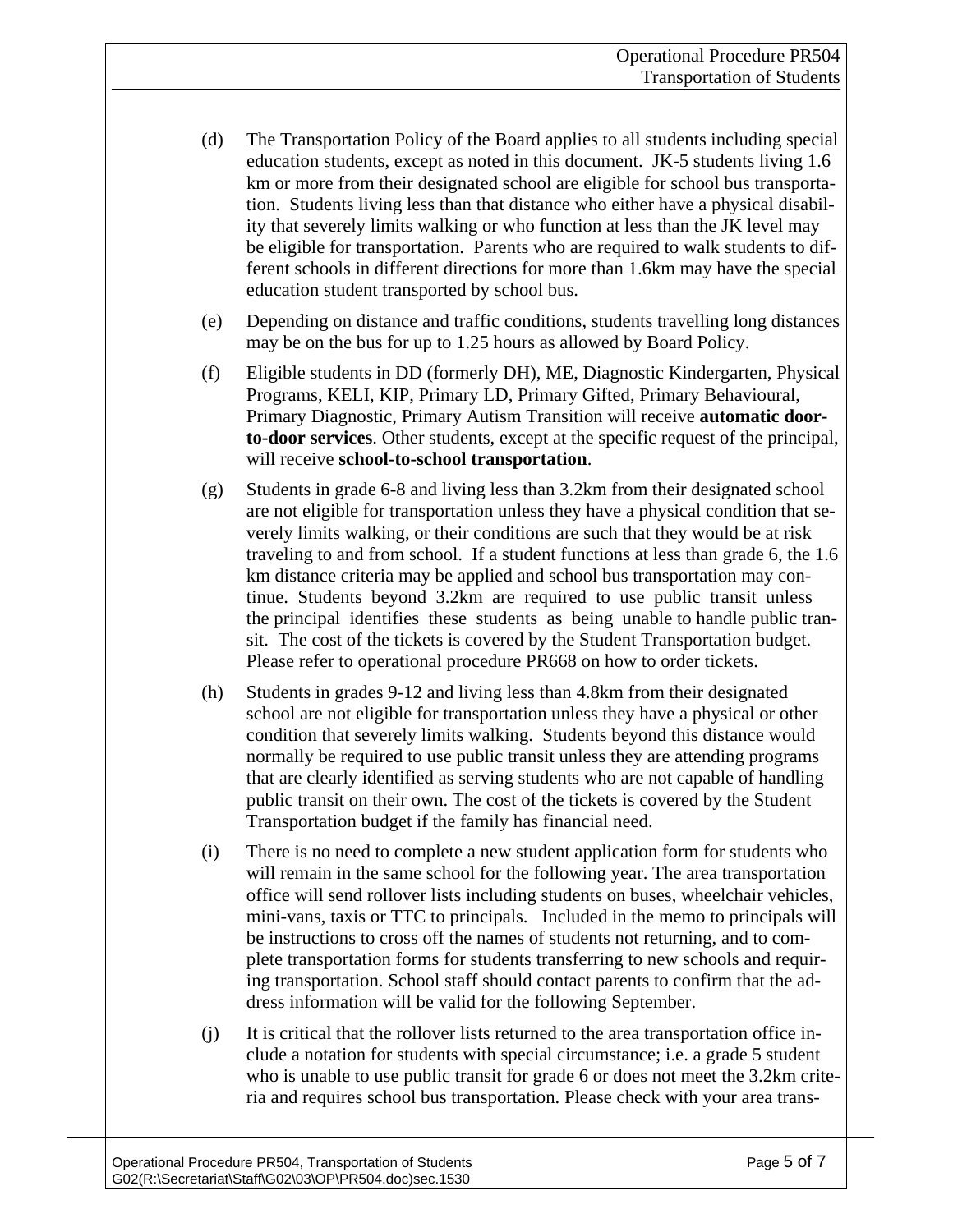(d) The Transportation Policy of the Board applies to all students including special education students, except as noted in this document. JK-5 students living 1.6 km or more from their designated school are eligible for school bus transportation. Students living less than that distance who either have a physical disability that severely limits walking or who function at less than the JK level may be eligible for transportation. Parents who are required to walk students to different schools in different directions for more than 1.6km may have the special education student transported by school bus.

(e) Depending on distance and traffic conditions, students travelling long distances may be on the bus for up to 1.25 hours as allowed by Board Policy.

(f) Eligible students in DD (formerly DH), ME, Diagnostic Kindergarten, Physical Programs, KELI, KIP, Primary LD, Primary Gifted, Primary Behavioural, Primary Diagnostic, Primary Autism Transition will receive **automatic door-to-door services**. Other students, except at the specific request of the principal, will receive **school-to-school transportation**.

(g) Students in grade 6-8 and living less than 3.2km from their designated school are not eligible for transportation unless they have a physical condition that severely limits walking, or their conditions are such that they would be at risk traveling to and from school. If a student functions at less than grade 6, the 1.6 km distance criteria may be applied and school bus transportation may continue. Students beyond 3.2km are required to use public transit unless the principal identifies these students as being unable to handle public transit. The cost of the tickets is covered by the Student Transportation budget. Please refer to operational procedure PR668 on how to order tickets.

(h) Students in grades 9-12 and living less than 4.8km from their designated school are not eligible for transportation unless they have a physical or other condition that severely limits walking. Students beyond this distance would normally be required to use public transit unless they are attending programs that are clearly identified as serving students who are not capable of handling public transit on their own. The cost of the tickets is covered by the Student Transportation budget if the family has financial need.

(i) There is no need to complete a new student application form for students who will remain in the same school for the following year. The area transportation office will send rollover lists including students on buses, wheelchair vehicles, mini-vans, taxis or TTC to principals. Included in the memo to principals will be instructions to cross off the names of students not returning, and to complete transportation forms for students transferring to new schools and requiring transportation. School staff should contact parents to confirm that the address information will be valid for the following September.

(j) It is critical that the rollover lists returned to the area transportation office include a notation for students with special circumstance; i.e. a grade 5 student who is unable to use public transit for grade 6 or does not meet the 3.2km criteria and requires school bus transportation. Please check with your area trans-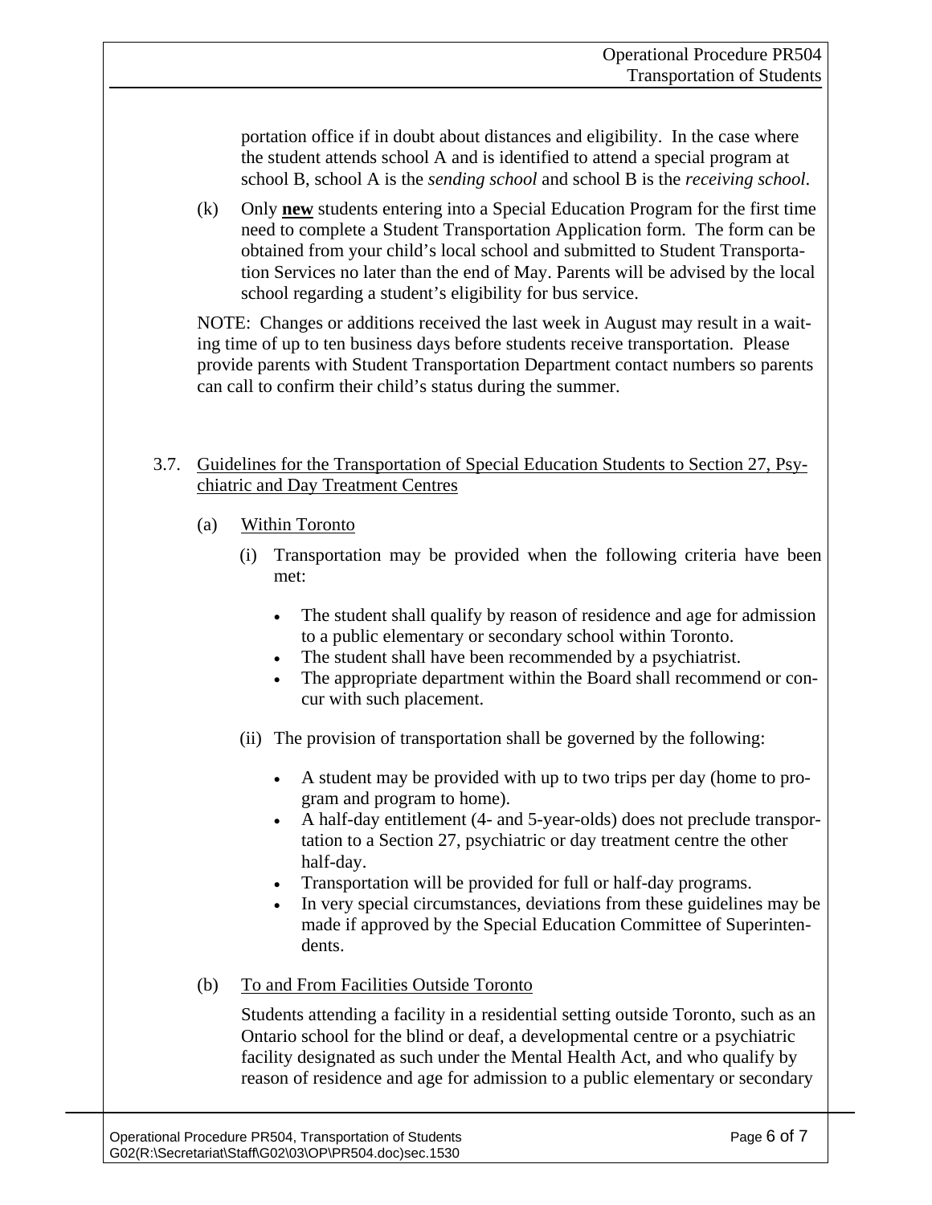portation office if in doubt about distances and eligibility. In the case where the student attends school A and is identified to attend a special program at school B, school A is the *sending school* and school B is the *receiving school*.

(k) Only **new** students entering into a Special Education Program for the first time need to complete a Student Transportation Application form. The form can be obtained from your child's local school and submitted to Student Transportation Services no later than the end of May. Parents will be advised by the local school regarding a student's eligibility for bus service.

NOTE: Changes or additions received the last week in August may result in a waiting time of up to ten business days before students receive transportation. Please provide parents with Student Transportation Department contact numbers so parents can call to confirm their child's status during the summer.

3.7. Guidelines for the Transportation of Special Education Students to Section 27, Psychiatric and Day Treatment Centres

(a) Within Toronto

(i) Transportation may be provided when the following criteria have been met:

- The student shall qualify by reason of residence and age for admission to a public elementary or secondary school within Toronto.
- The student shall have been recommended by a psychiatrist.
- The appropriate department within the Board shall recommend or concur with such placement.

(ii) The provision of transportation shall be governed by the following:

- A student may be provided with up to two trips per day (home to program and program to home).
- A half-day entitlement (4- and 5-year-olds) does not preclude transportation to a Section 27, psychiatric or day treatment centre the other half-day.
- Transportation will be provided for full or half-day programs.
- In very special circumstances, deviations from these guidelines may be made if approved by the Special Education Committee of Superintendents.

(b) To and From Facilities Outside Toronto

Students attending a facility in a residential setting outside Toronto, such as an Ontario school for the blind or deaf, a developmental centre or a psychiatric facility designated as such under the Mental Health Act, and who qualify by reason of residence and age for admission to a public elementary or secondary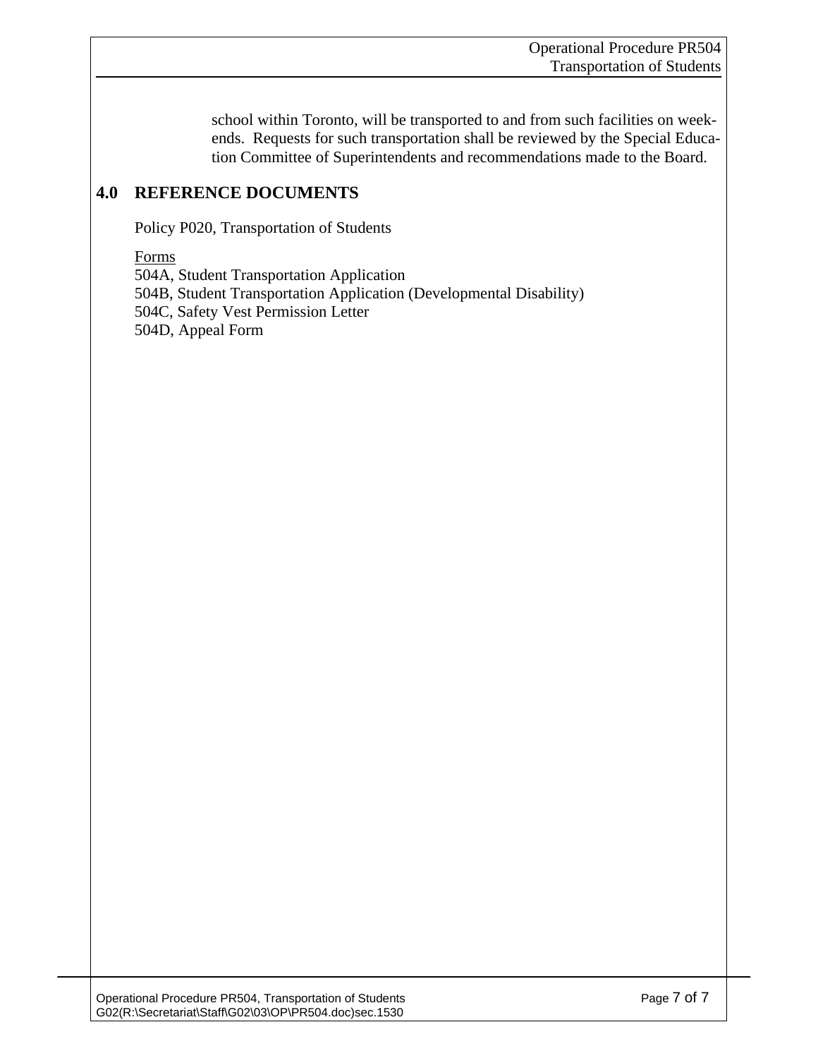school within Toronto, will be transported to and from such facilities on weekends. Requests for such transportation shall be reviewed by the Special Education Committee of Superintendents and recommendations made to the Board.

## 4.0 REFERENCE DOCUMENTS

Policy P020, Transportation of Students

Forms
504A, Student Transportation Application
504B, Student Transportation Application (Developmental Disability)
504C, Safety Vest Permission Letter
504D, Appeal Form